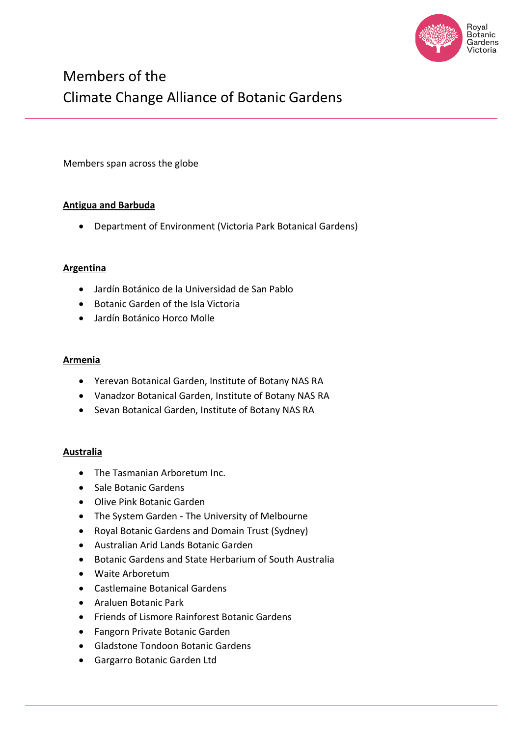# Members of the Climate Change Alliance of Botanic Gardens

Members span across the globe

**Antigua and Barbuda**

- Department of Environment (Victoria Park Botanical Gardens)

**Argentina**

- Jardín Botánico de la Universidad de San Pablo
- Botanic Garden of the Isla Victoria
- Jardín Botánico Horco Molle

**Armenia**

- Yerevan Botanical Garden, Institute of Botany NAS RA
- Vanadzor Botanical Garden, Institute of Botany NAS RA
- Sevan Botanical Garden, Institute of Botany NAS RA

**Australia**

- The Tasmanian Arboretum Inc.
- Sale Botanic Gardens
- Olive Pink Botanic Garden
- The System Garden - The University of Melbourne
- Royal Botanic Gardens and Domain Trust (Sydney)
- Australian Arid Lands Botanic Garden
- Botanic Gardens and State Herbarium of South Australia
- Waite Arboretum
- Castlemaine Botanical Gardens
- Araluen Botanic Park
- Friends of Lismore Rainforest Botanic Gardens
- Fangorn Private Botanic Garden
- Gladstone Tondoon Botanic Gardens
- Gargarro Botanic Garden Ltd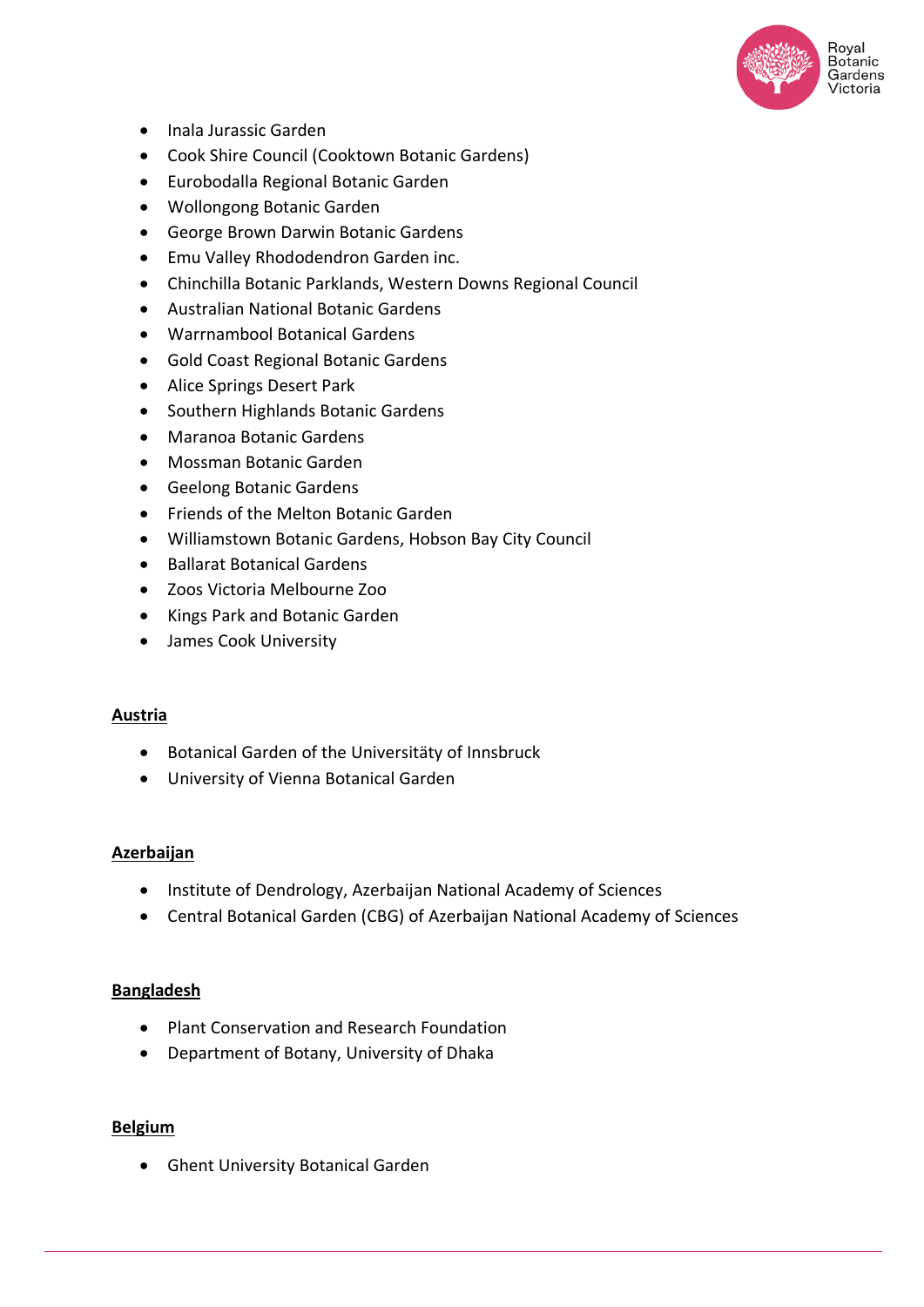- Inala Jurassic Garden
- Cook Shire Council (Cooktown Botanic Gardens)
- Eurobodalla Regional Botanic Garden
- Wollongong Botanic Garden
- George Brown Darwin Botanic Gardens
- Emu Valley Rhododendron Garden inc.
- Chinchilla Botanic Parklands, Western Downs Regional Council
- Australian National Botanic Gardens
- Warrnambool Botanical Gardens
- Gold Coast Regional Botanic Gardens
- Alice Springs Desert Park
- Southern Highlands Botanic Gardens
- Maranoa Botanic Gardens
- Mossman Botanic Garden
- Geelong Botanic Gardens
- Friends of the Melton Botanic Garden
- Williamstown Botanic Gardens, Hobson Bay City Council
- Ballarat Botanical Gardens
- Zoos Victoria Melbourne Zoo
- Kings Park and Botanic Garden
- James Cook University

**Austria**

- Botanical Garden of the Universitäty of Innsbruck
- University of Vienna Botanical Garden

**Azerbaijan**

- Institute of Dendrology, Azerbaijan National Academy of Sciences
- Central Botanical Garden (CBG) of Azerbaijan National Academy of Sciences

**Bangladesh**

- Plant Conservation and Research Foundation
- Department of Botany, University of Dhaka

**Belgium**

- Ghent University Botanical Garden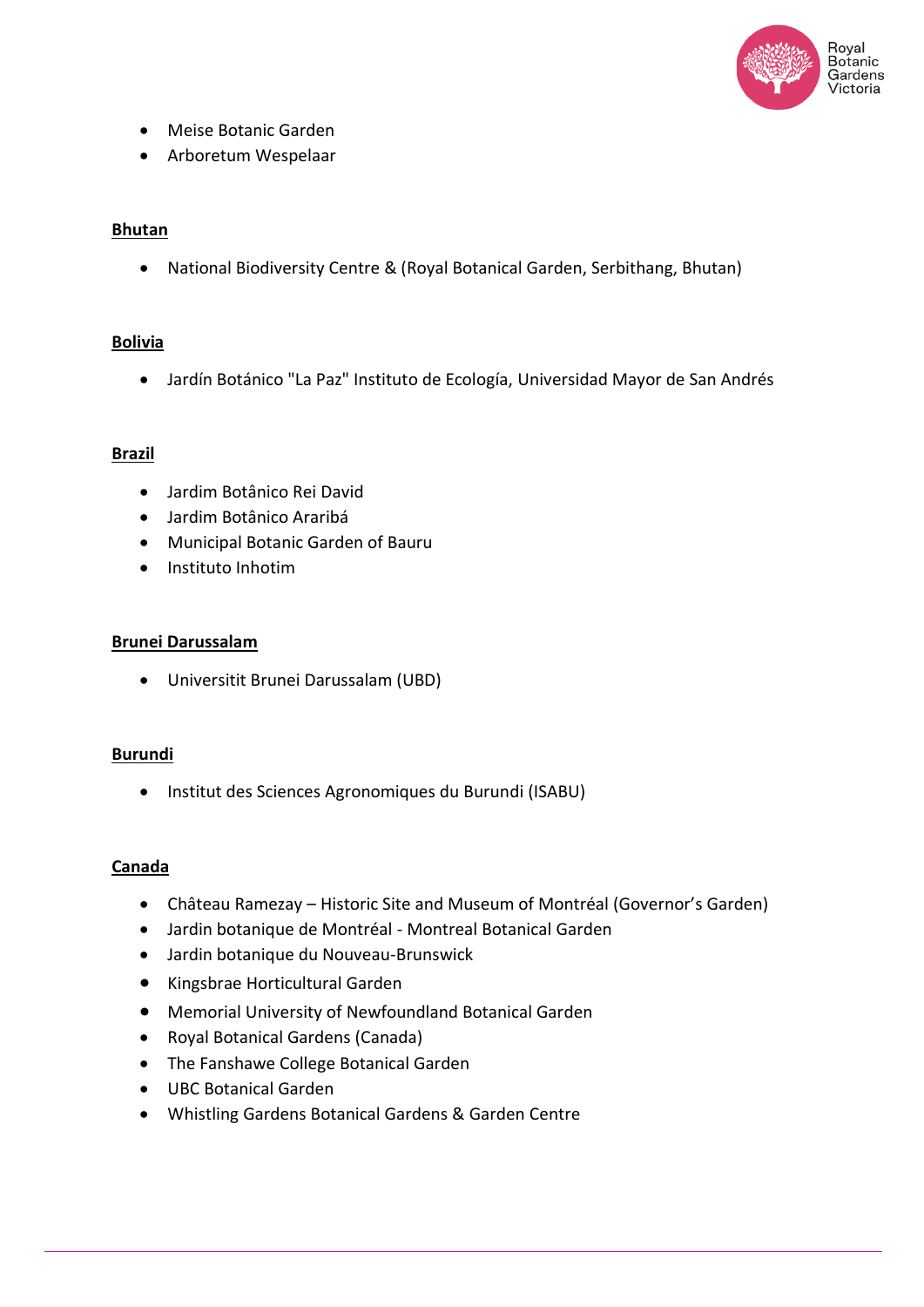- Meise Botanic Garden
- Arboretum Wespelaar

**Bhutan**

- National Biodiversity Centre & (Royal Botanical Garden, Serbithang, Bhutan)

**Bolivia**

- Jardín Botánico "La Paz" Instituto de Ecología, Universidad Mayor de San Andrés

**Brazil**

- Jardim Botânico Rei David
- Jardim Botânico Araribá
- Municipal Botanic Garden of Bauru
- Instituto Inhotim

**Brunei Darussalam**

- Universitit Brunei Darussalam (UBD)

**Burundi**

- Institut des Sciences Agronomiques du Burundi (ISABU)

**Canada**

- Château Ramezay – Historic Site and Museum of Montréal (Governor's Garden)
- Jardin botanique de Montréal - Montreal Botanical Garden
- Jardin botanique du Nouveau-Brunswick
- Kingsbrae Horticultural Garden
- Memorial University of Newfoundland Botanical Garden
- Royal Botanical Gardens (Canada)
- The Fanshawe College Botanical Garden
- UBC Botanical Garden
- Whistling Gardens Botanical Gardens & Garden Centre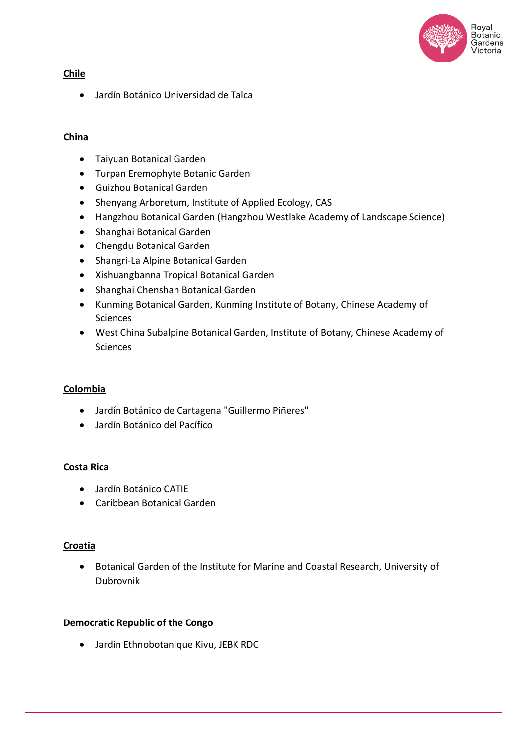**Chile**

- Jardín Botánico Universidad de Talca

**China**

- Taiyuan Botanical Garden
- Turpan Eremophyte Botanic Garden
- Guizhou Botanical Garden
- Shenyang Arboretum, Institute of Applied Ecology, CAS
- Hangzhou Botanical Garden (Hangzhou Westlake Academy of Landscape Science)
- Shanghai Botanical Garden
- Chengdu Botanical Garden
- Shangri-La Alpine Botanical Garden
- Xishuangbanna Tropical Botanical Garden
- Shanghai Chenshan Botanical Garden
- Kunming Botanical Garden, Kunming Institute of Botany, Chinese Academy of Sciences
- West China Subalpine Botanical Garden, Institute of Botany, Chinese Academy of Sciences

**Colombia**

- Jardín Botánico de Cartagena "Guillermo Piñeres"
- Jardín Botánico del Pacífico

**Costa Rica**

- Jardín Botánico CATIE
- Caribbean Botanical Garden

**Croatia**

- Botanical Garden of the Institute for Marine and Coastal Research, University of Dubrovnik

**Democratic Republic of the Congo**

- Jardin Ethnobotanique Kivu, JEBK RDC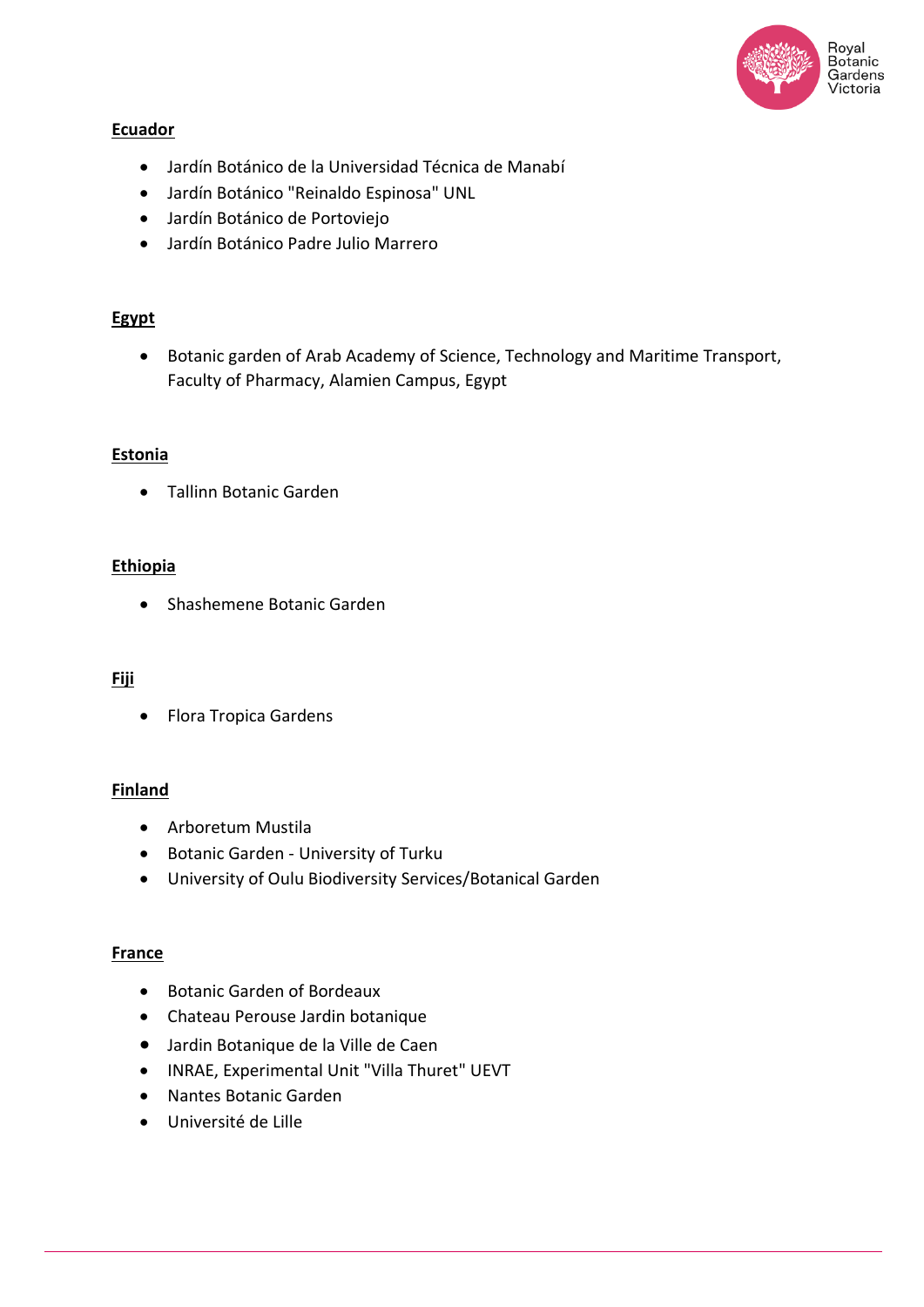**Ecuador**

- Jardín Botánico de la Universidad Técnica de Manabí
- Jardín Botánico "Reinaldo Espinosa" UNL
- Jardín Botánico de Portoviejo
- Jardín Botánico Padre Julio Marrero

**Egypt**

- Botanic garden of Arab Academy of Science, Technology and Maritime Transport, Faculty of Pharmacy, Alamien Campus, Egypt

**Estonia**

- Tallinn Botanic Garden

**Ethiopia**

- Shashemene Botanic Garden

**Fiji**

- Flora Tropica Gardens

**Finland**

- Arboretum Mustila
- Botanic Garden - University of Turku
- University of Oulu Biodiversity Services/Botanical Garden

**France**

- Botanic Garden of Bordeaux
- Chateau Perouse Jardin botanique
- Jardin Botanique de la Ville de Caen
- INRAE, Experimental Unit "Villa Thuret" UEVT
- Nantes Botanic Garden
- Université de Lille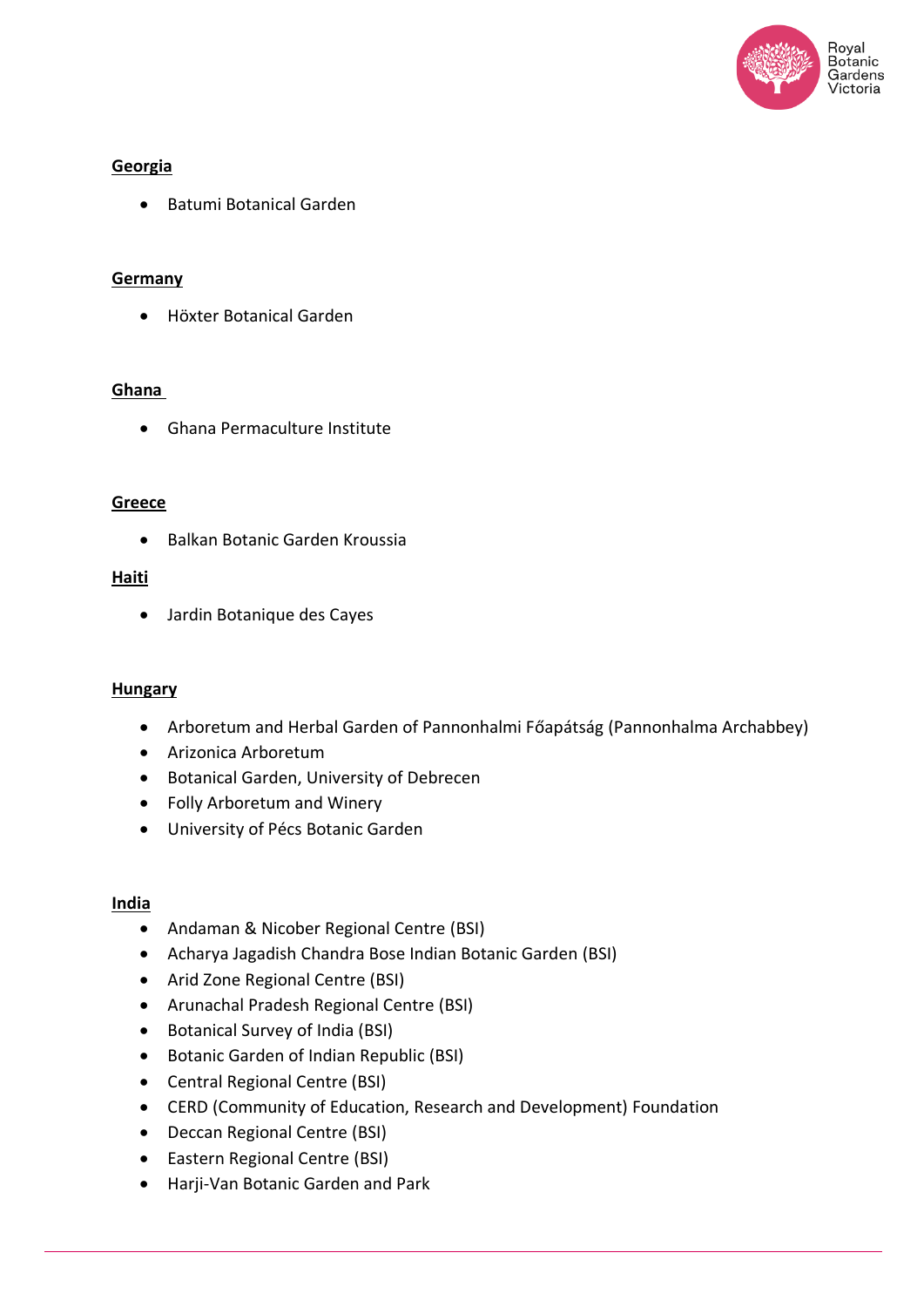**Georgia**

- Batumi Botanical Garden

**Germany**

- Höxter Botanical Garden

**Ghana**

- Ghana Permaculture Institute

**Greece**

- Balkan Botanic Garden Kroussia

**Haiti**

- Jardin Botanique des Cayes

**Hungary**

- Arboretum and Herbal Garden of Pannonhalmi Főapátság (Pannonhalma Archabbey)
- Arizonica Arboretum
- Botanical Garden, University of Debrecen
- Folly Arboretum and Winery
- University of Pécs Botanic Garden

**India**

- Andaman & Nicober Regional Centre (BSI)
- Acharya Jagadish Chandra Bose Indian Botanic Garden (BSI)
- Arid Zone Regional Centre (BSI)
- Arunachal Pradesh Regional Centre (BSI)
- Botanical Survey of India (BSI)
- Botanic Garden of Indian Republic (BSI)
- Central Regional Centre (BSI)
- CERD (Community of Education, Research and Development) Foundation
- Deccan Regional Centre (BSI)
- Eastern Regional Centre (BSI)
- Harji-Van Botanic Garden and Park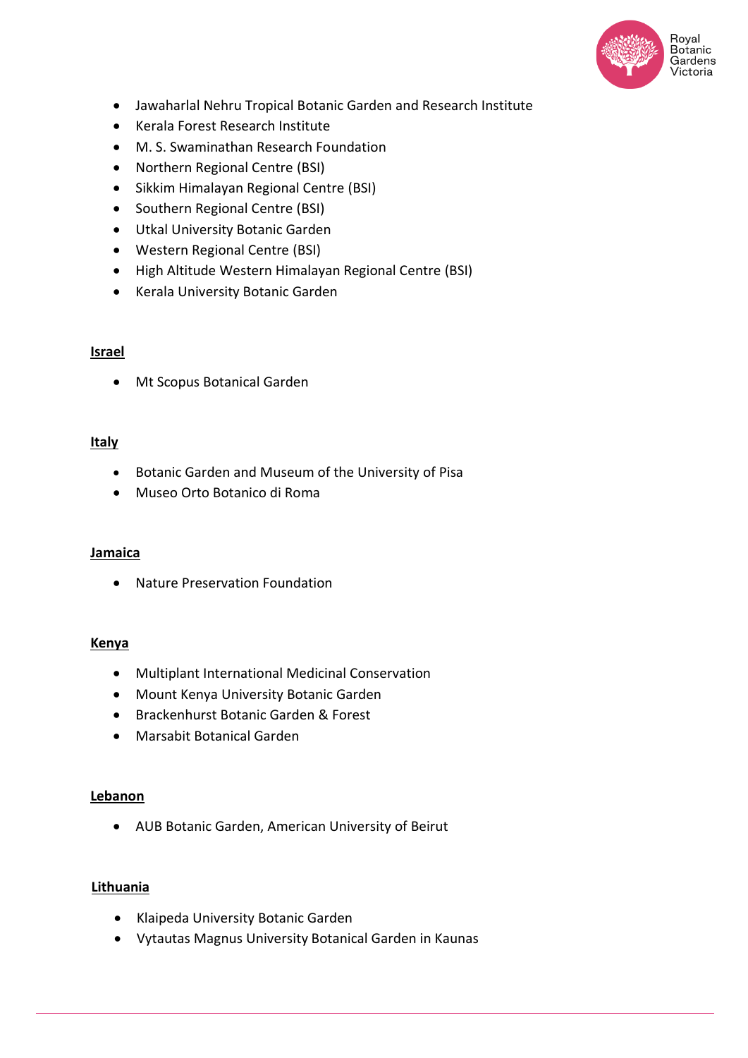- Jawaharlal Nehru Tropical Botanic Garden and Research Institute
- Kerala Forest Research Institute
- M. S. Swaminathan Research Foundation
- Northern Regional Centre (BSI)
- Sikkim Himalayan Regional Centre (BSI)
- Southern Regional Centre (BSI)
- Utkal University Botanic Garden
- Western Regional Centre (BSI)
- High Altitude Western Himalayan Regional Centre (BSI)
- Kerala University Botanic Garden

**Israel**

- Mt Scopus Botanical Garden

**Italy**

- Botanic Garden and Museum of the University of Pisa
- Museo Orto Botanico di Roma

**Jamaica**

- Nature Preservation Foundation

**Kenya**

- Multiplant International Medicinal Conservation
- Mount Kenya University Botanic Garden
- Brackenhurst Botanic Garden & Forest
- Marsabit Botanical Garden

**Lebanon**

- AUB Botanic Garden, American University of Beirut

**Lithuania**

- Klaipeda University Botanic Garden
- Vytautas Magnus University Botanical Garden in Kaunas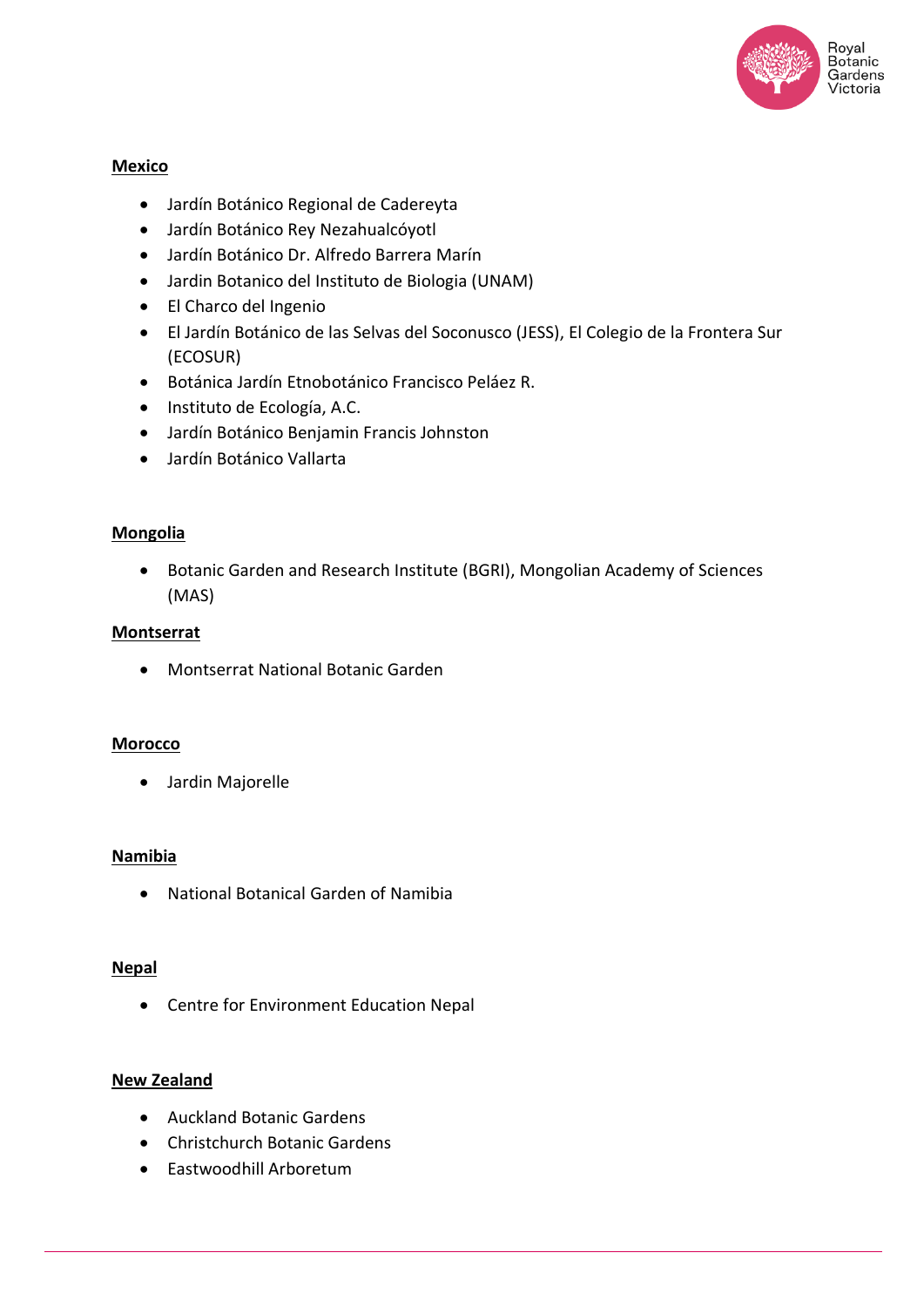**Mexico**

- Jardín Botánico Regional de Cadereyta
- Jardín Botánico Rey Nezahualcóyotl
- Jardín Botánico Dr. Alfredo Barrera Marín
- Jardin Botanico del Instituto de Biologia (UNAM)
- El Charco del Ingenio
- El Jardín Botánico de las Selvas del Soconusco (JESS), El Colegio de la Frontera Sur (ECOSUR)
- Botánica Jardín Etnobotánico Francisco Peláez R.
- Instituto de Ecología, A.C.
- Jardín Botánico Benjamin Francis Johnston
- Jardín Botánico Vallarta

**Mongolia**

- Botanic Garden and Research Institute (BGRI), Mongolian Academy of Sciences (MAS)

**Montserrat**

- Montserrat National Botanic Garden

**Morocco**

- Jardin Majorelle

**Namibia**

- National Botanical Garden of Namibia

**Nepal**

- Centre for Environment Education Nepal

**New Zealand**

- Auckland Botanic Gardens
- Christchurch Botanic Gardens
- Eastwoodhill Arboretum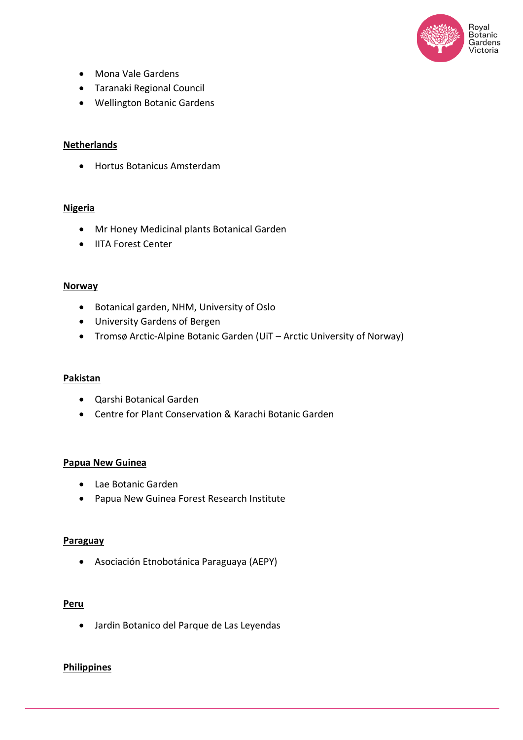- Mona Vale Gardens
- Taranaki Regional Council
- Wellington Botanic Gardens

**Netherlands**

- Hortus Botanicus Amsterdam

**Nigeria**

- Mr Honey Medicinal plants Botanical Garden
- IITA Forest Center

**Norway**

- Botanical garden, NHM, University of Oslo
- University Gardens of Bergen
- Tromsø Arctic-Alpine Botanic Garden (UiT – Arctic University of Norway)

**Pakistan**

- Qarshi Botanical Garden
- Centre for Plant Conservation & Karachi Botanic Garden

**Papua New Guinea**

- Lae Botanic Garden
- Papua New Guinea Forest Research Institute

**Paraguay**

- Asociación Etnobotánica Paraguaya (AEPY)

**Peru**

- Jardin Botanico del Parque de Las Leyendas

**Philippines**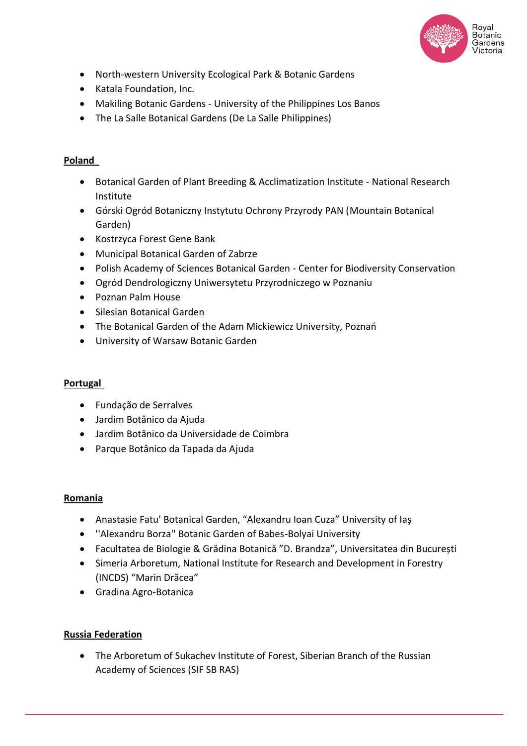- North-western University Ecological Park & Botanic Gardens
- Katala Foundation, Inc.
- Makiling Botanic Gardens - University of the Philippines Los Banos
- The La Salle Botanical Gardens (De La Salle Philippines)

**Poland**

- Botanical Garden of Plant Breeding & Acclimatization Institute - National Research Institute
- Górski Ogród Botaniczny Instytutu Ochrony Przyrody PAN (Mountain Botanical Garden)
- Kostrzyca Forest Gene Bank
- Municipal Botanical Garden of Zabrze
- Polish Academy of Sciences Botanical Garden - Center for Biodiversity Conservation
- Ogród Dendrologiczny Uniwersytetu Przyrodniczego w Poznaniu
- Poznan Palm House
- Silesian Botanical Garden
- The Botanical Garden of the Adam Mickiewicz University, Poznań
- University of Warsaw Botanic Garden

**Portugal**

- Fundação de Serralves
- Jardim Botânico da Ajuda
- Jardim Botânico da Universidade de Coimbra
- Parque Botânico da Tapada da Ajuda

**Romania**

- Anastasie Fatu' Botanical Garden, "Alexandru Ioan Cuza" University of Iaş
- ''Alexandru Borza'' Botanic Garden of Babes-Bolyai University
- Facultatea de Biologie & Grădina Botanică "D. Brandza", Universitatea din București
- Simeria Arboretum, National Institute for Research and Development in Forestry (INCDS) "Marin Drăcea"
- Gradina Agro-Botanica

**Russia Federation**

- The Arboretum of Sukachev Institute of Forest, Siberian Branch of the Russian Academy of Sciences (SIF SB RAS)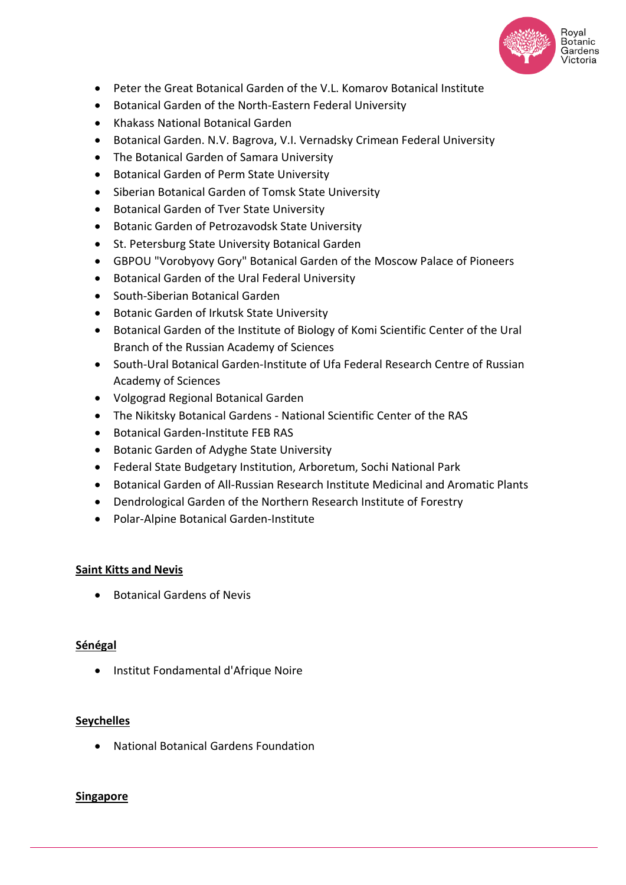- Peter the Great Botanical Garden of the V.L. Komarov Botanical Institute
- Botanical Garden of the North-Eastern Federal University
- Khakass National Botanical Garden
- Botanical Garden. N.V. Bagrova, V.I. Vernadsky Crimean Federal University
- The Botanical Garden of Samara University
- Botanical Garden of Perm State University
- Siberian Botanical Garden of Tomsk State University
- Botanical Garden of Tver State University
- Botanic Garden of Petrozavodsk State University
- St. Petersburg State University Botanical Garden
- GBPOU "Vorobyovy Gory" Botanical Garden of the Moscow Palace of Pioneers
- Botanical Garden of the Ural Federal University
- South-Siberian Botanical Garden
- Botanic Garden of Irkutsk State University
- Botanical Garden of the Institute of Biology of Komi Scientific Center of the Ural Branch of the Russian Academy of Sciences
- South-Ural Botanical Garden-Institute of Ufa Federal Research Centre of Russian Academy of Sciences
- Volgograd Regional Botanical Garden
- The Nikitsky Botanical Gardens - National Scientific Center of the RAS
- Botanical Garden-Institute FEB RAS
- Botanic Garden of Adyghe State University
- Federal State Budgetary Institution, Arboretum, Sochi National Park
- Botanical Garden of All-Russian Research Institute Medicinal and Aromatic Plants
- Dendrological Garden of the Northern Research Institute of Forestry
- Polar-Alpine Botanical Garden-Institute

**Saint Kitts and Nevis**

- Botanical Gardens of Nevis

**Sénégal**

- Institut Fondamental d'Afrique Noire

**Seychelles**

- National Botanical Gardens Foundation

**Singapore**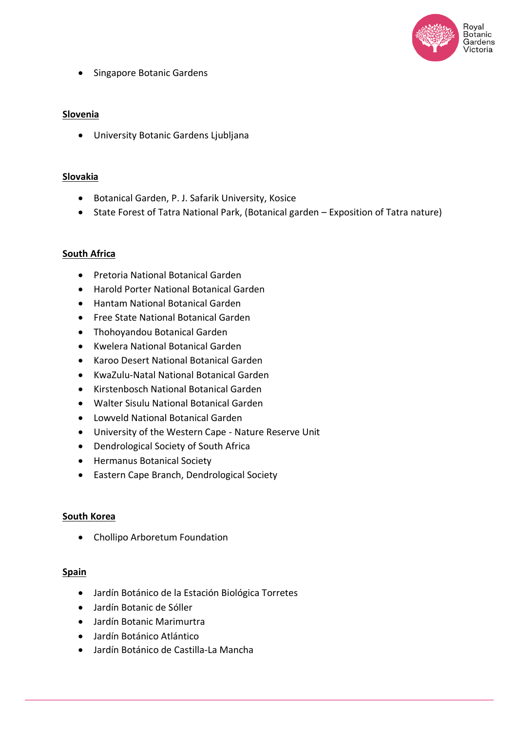- Singapore Botanic Gardens

**Slovenia**

- University Botanic Gardens Ljubljana

**Slovakia**

- Botanical Garden, P. J. Safarik University, Kosice
- State Forest of Tatra National Park, (Botanical garden – Exposition of Tatra nature)

**South Africa**

- Pretoria National Botanical Garden
- Harold Porter National Botanical Garden
- Hantam National Botanical Garden
- Free State National Botanical Garden
- Thohoyandou Botanical Garden
- Kwelera National Botanical Garden
- Karoo Desert National Botanical Garden
- KwaZulu-Natal National Botanical Garden
- Kirstenbosch National Botanical Garden
- Walter Sisulu National Botanical Garden
- Lowveld National Botanical Garden
- University of the Western Cape - Nature Reserve Unit
- Dendrological Society of South Africa
- Hermanus Botanical Society
- Eastern Cape Branch, Dendrological Society

**South Korea**

- Chollipo Arboretum Foundation

**Spain**

- Jardín Botánico de la Estación Biológica Torretes
- Jardín Botanic de Sóller
- Jardín Botanic Marimurtra
- Jardín Botánico Atlántico
- Jardín Botánico de Castilla-La Mancha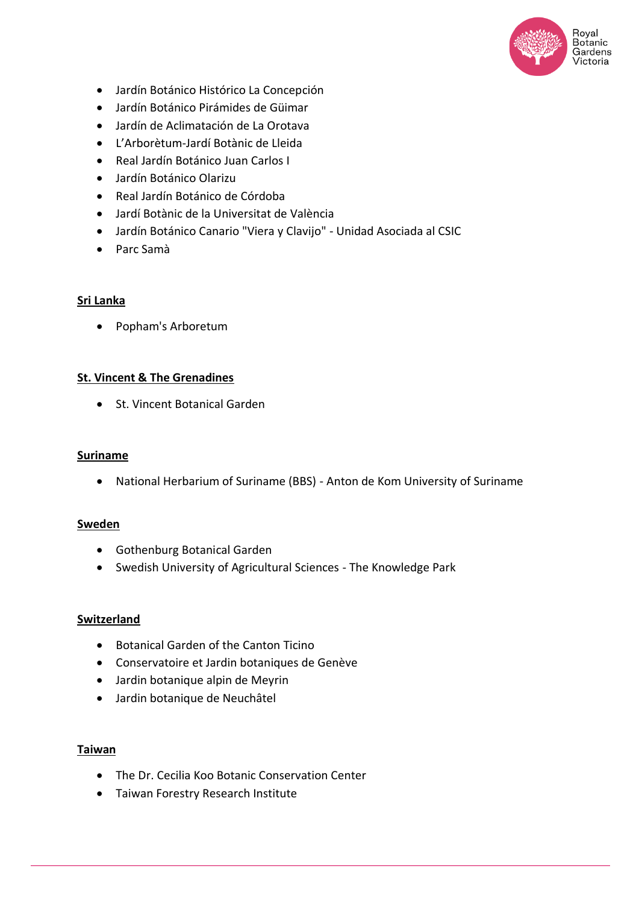- Jardín Botánico Histórico La Concepción
- Jardín Botánico Pirámides de Güimar
- Jardín de Aclimatación de La Orotava
- L'Arborètum-Jardí Botànic de Lleida
- Real Jardín Botánico Juan Carlos I
- Jardín Botánico Olarizu
- Real Jardín Botánico de Córdoba
- Jardí Botànic de la Universitat de València
- Jardín Botánico Canario "Viera y Clavijo" - Unidad Asociada al CSIC
- Parc Samà

**Sri Lanka**

- Popham's Arboretum

**St. Vincent & The Grenadines**

- St. Vincent Botanical Garden

**Suriname**

- National Herbarium of Suriname (BBS) - Anton de Kom University of Suriname

**Sweden**

- Gothenburg Botanical Garden
- Swedish University of Agricultural Sciences - The Knowledge Park

**Switzerland**

- Botanical Garden of the Canton Ticino
- Conservatoire et Jardin botaniques de Genève
- Jardin botanique alpin de Meyrin
- Jardin botanique de Neuchâtel

**Taiwan**

- The Dr. Cecilia Koo Botanic Conservation Center
- Taiwan Forestry Research Institute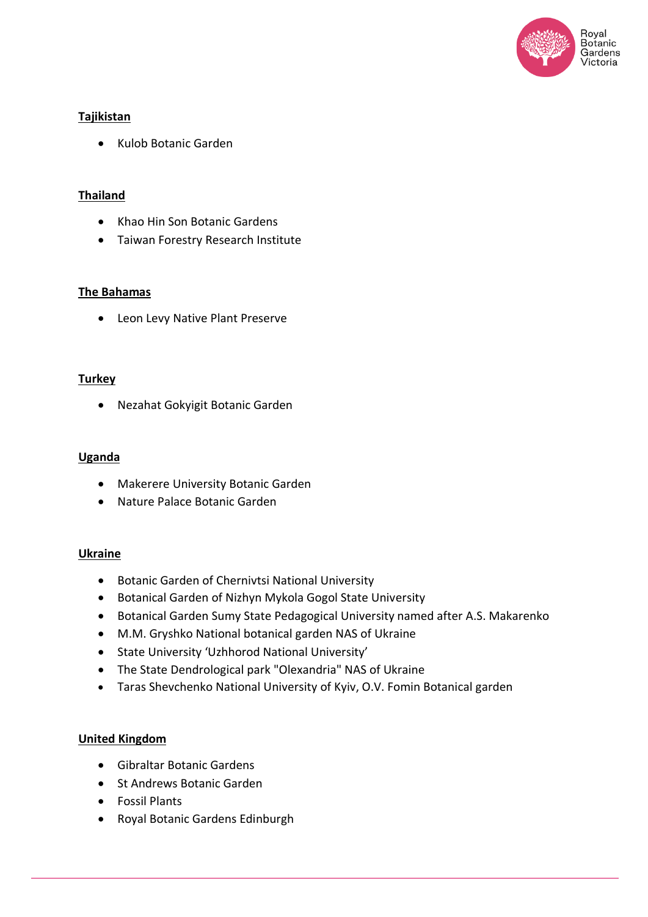**Tajikistan**

- Kulob Botanic Garden

**Thailand**

- Khao Hin Son Botanic Gardens
- Taiwan Forestry Research Institute

**The Bahamas**

- Leon Levy Native Plant Preserve

**Turkey**

- Nezahat Gokyigit Botanic Garden

**Uganda**

- Makerere University Botanic Garden
- Nature Palace Botanic Garden

**Ukraine**

- Botanic Garden of Chernivtsi National University
- Botanical Garden of Nizhyn Mykola Gogol State University
- Botanical Garden Sumy State Pedagogical University named after A.S. Makarenko
- M.M. Gryshko National botanical garden NAS of Ukraine
- State University 'Uzhhorod National University'
- The State Dendrological park "Olexandria" NAS of Ukraine
- Taras Shevchenko National University of Kyiv, O.V. Fomin Botanical garden

**United Kingdom**

- Gibraltar Botanic Gardens
- St Andrews Botanic Garden
- Fossil Plants
- Royal Botanic Gardens Edinburgh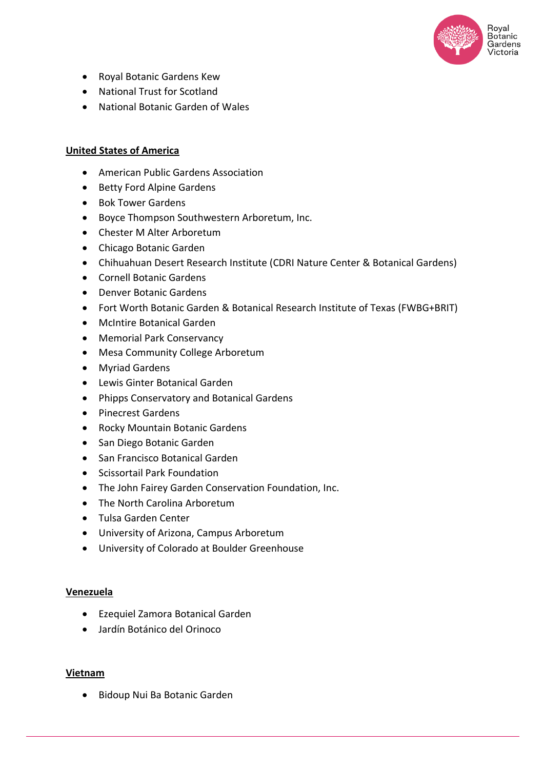- Royal Botanic Gardens Kew
- National Trust for Scotland
- National Botanic Garden of Wales

**United States of America**

- American Public Gardens Association
- Betty Ford Alpine Gardens
- Bok Tower Gardens
- Boyce Thompson Southwestern Arboretum, Inc.
- Chester M Alter Arboretum
- Chicago Botanic Garden
- Chihuahuan Desert Research Institute (CDRI Nature Center & Botanical Gardens)
- Cornell Botanic Gardens
- Denver Botanic Gardens
- Fort Worth Botanic Garden & Botanical Research Institute of Texas (FWBG+BRIT)
- McIntire Botanical Garden
- Memorial Park Conservancy
- Mesa Community College Arboretum
- Myriad Gardens
- Lewis Ginter Botanical Garden
- Phipps Conservatory and Botanical Gardens
- Pinecrest Gardens
- Rocky Mountain Botanic Gardens
- San Diego Botanic Garden
- San Francisco Botanical Garden
- Scissortail Park Foundation
- The John Fairey Garden Conservation Foundation, Inc.
- The North Carolina Arboretum
- Tulsa Garden Center
- University of Arizona, Campus Arboretum
- University of Colorado at Boulder Greenhouse

**Venezuela**

- Ezequiel Zamora Botanical Garden
- Jardín Botánico del Orinoco

**Vietnam**

- Bidoup Nui Ba Botanic Garden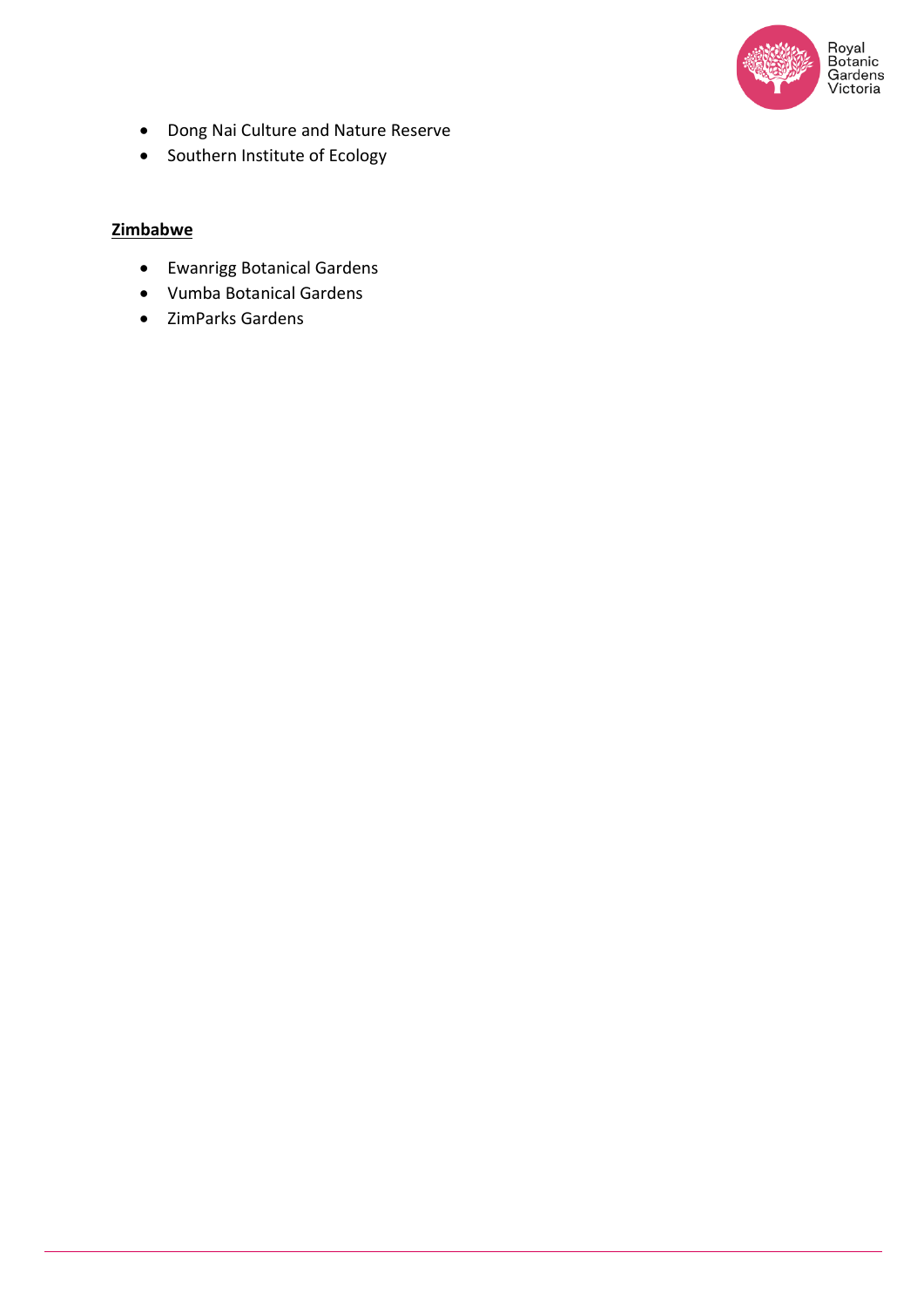- Dong Nai Culture and Nature Reserve
- Southern Institute of Ecology

**Zimbabwe**

- Ewanrigg Botanical Gardens
- Vumba Botanical Gardens
- ZimParks Gardens